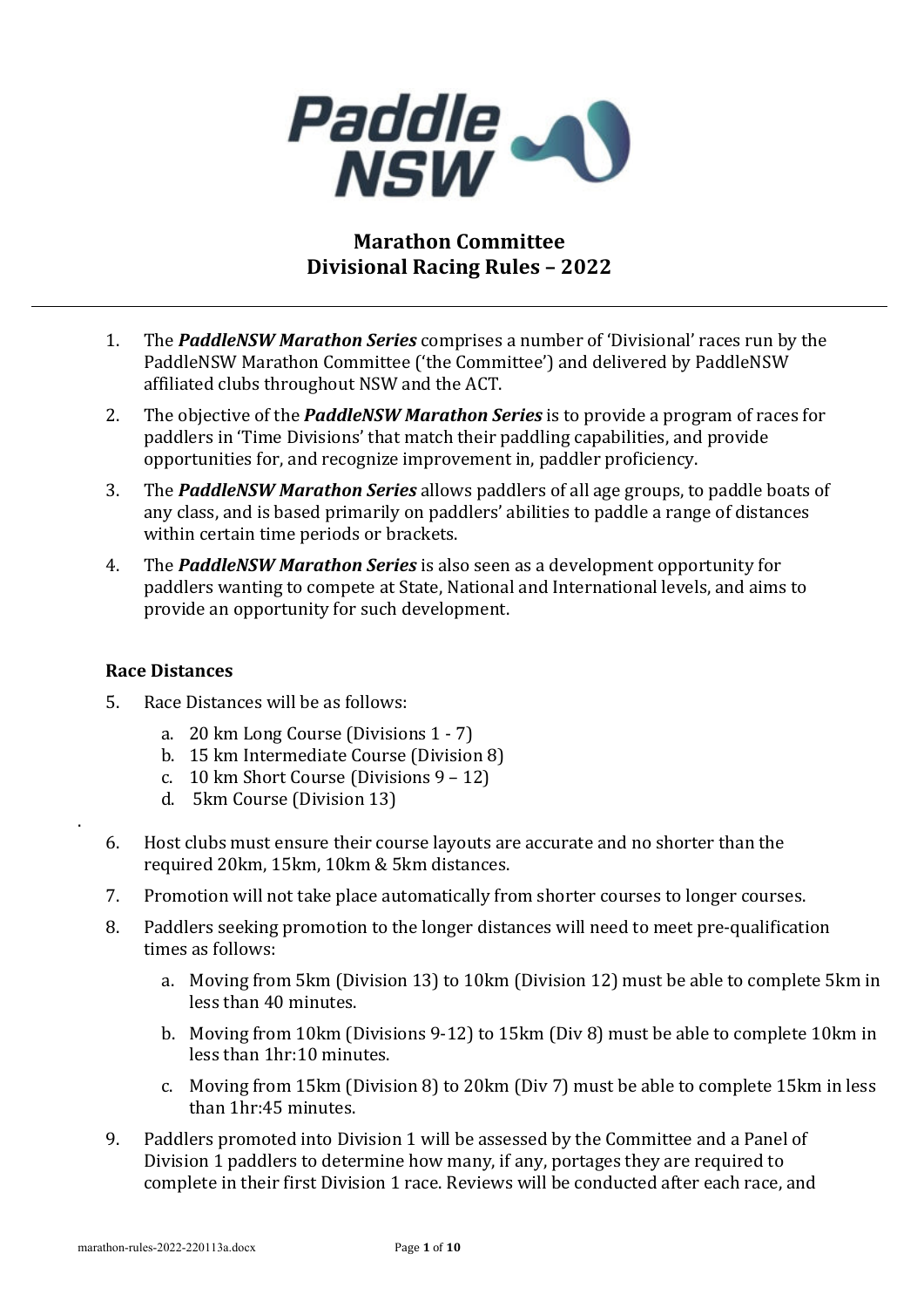# Marathon Committee
# Divisional Racing Rules – 2022

1. The ***PaddleNSW Marathon Series*** comprises a number of 'Divisional' races run by the PaddleNSW Marathon Committee ('the Committee') and delivered by PaddleNSW affiliated clubs throughout NSW and the ACT.
2. The objective of the ***PaddleNSW Marathon Series*** is to provide a program of races for paddlers in 'Time Divisions' that match their paddling capabilities, and provide opportunities for, and recognize improvement in, paddler proficiency.
3. The ***PaddleNSW Marathon Series*** allows paddlers of all age groups, to paddle boats of any class, and is based primarily on paddlers' abilities to paddle a range of distances within certain time periods or brackets.
4. The ***PaddleNSW Marathon Series*** is also seen as a development opportunity for paddlers wanting to compete at State, National and International levels, and aims to provide an opportunity for such development.

## Race Distances

5. Race Distances will be as follows:
   a. 20 km Long Course (Divisions 1 - 7)
   b. 15 km Intermediate Course (Division 8)
   c. 10 km Short Course (Divisions 9 – 12)
   d. 5km Course (Division 13)
6. Host clubs must ensure their course layouts are accurate and no shorter than the required 20km, 15km, 10km & 5km distances.
7. Promotion will not take place automatically from shorter courses to longer courses.
8. Paddlers seeking promotion to the longer distances will need to meet pre-qualification times as follows:
   a. Moving from 5km (Division 13) to 10km (Division 12) must be able to complete 5km in less than 40 minutes.
   b. Moving from 10km (Divisions 9-12) to 15km (Div 8) must be able to complete 10km in less than 1hr:10 minutes.
   c. Moving from 15km (Division 8) to 20km (Div 7) must be able to complete 15km in less than 1hr:45 minutes.
9. Paddlers promoted into Division 1 will be assessed by the Committee and a Panel of Division 1 paddlers to determine how many, if any, portages they are required to complete in their first Division 1 race. Reviews will be conducted after each race, and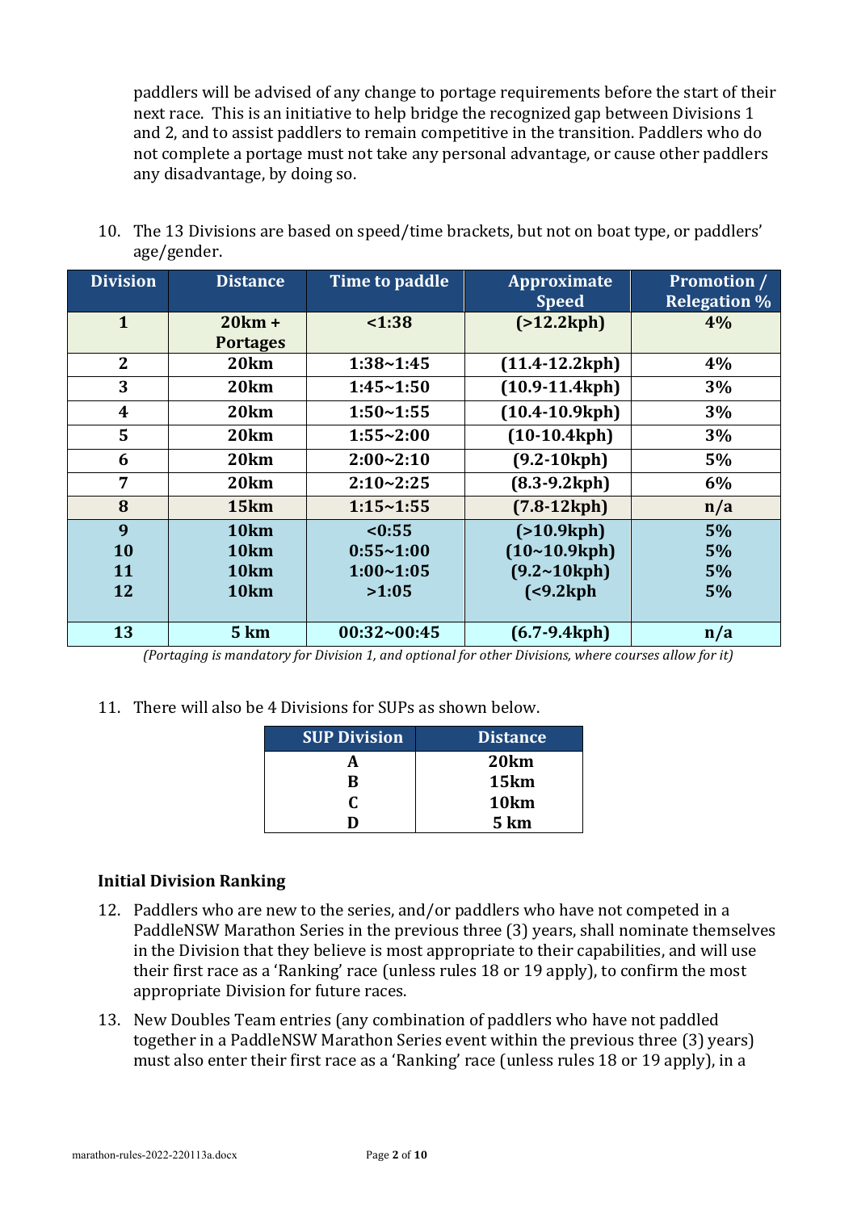paddlers will be advised of any change to portage requirements before the start of their next race. This is an initiative to help bridge the recognized gap between Divisions 1 and 2, and to assist paddlers to remain competitive in the transition. Paddlers who do not complete a portage must not take any personal advantage, or cause other paddlers any disadvantage, by doing so.

10. The 13 Divisions are based on speed/time brackets, but not on boat type, or paddlers' age/gender.

| Division | Distance | Time to paddle | Approximate Speed | Promotion / Relegation % |
|---|---|---|---|---|
| **1** | **20km + Portages** | **<1:38** | **(>12.2kph)** | **4%** |
| **2** | **20km** | **1:38~1:45** | **(11.4-12.2kph)** | **4%** |
| **3** | **20km** | **1:45~1:50** | **(10.9-11.4kph)** | **3%** |
| **4** | **20km** | **1:50~1:55** | **(10.4-10.9kph)** | **3%** |
| **5** | **20km** | **1:55~2:00** | **(10-10.4kph)** | **3%** |
| **6** | **20km** | **2:00~2:10** | **(9.2-10kph)** | **5%** |
| **7** | **20km** | **2:10~2:25** | **(8.3-9.2kph)** | **6%** |
| **8** | **15km** | **1:15~1:55** | **(7.8-12kph)** | **n/a** |
| **9** | **10km** | **<0:55** | **(>10.9kph)** | **5%** |
| **10** | **10km** | **0:55~1:00** | **(10~10.9kph)** | **5%** |
| **11** | **10km** | **1:00~1:05** | **(9.2~10kph)** | **5%** |
| **12** | **10km** | **>1:05** | **(<9.2kph** | **5%** |
| **13** | **5 km** | **00:32~00:45** | **(6.7-9.4kph)** | **n/a** |

*(Portaging is mandatory for Division 1, and optional for other Divisions, where courses allow for it)*

11. There will also be 4 Divisions for SUPs as shown below.

| SUP Division | Distance |
|---|---|
| **A** | **20km** |
| **B** | **15km** |
| **C** | **10km** |
| **D** | **5 km** |

### Initial Division Ranking

12. Paddlers who are new to the series, and/or paddlers who have not competed in a PaddleNSW Marathon Series in the previous three (3) years, shall nominate themselves in the Division that they believe is most appropriate to their capabilities, and will use their first race as a 'Ranking' race (unless rules 18 or 19 apply), to confirm the most appropriate Division for future races.

13. New Doubles Team entries (any combination of paddlers who have not paddled together in a PaddleNSW Marathon Series event within the previous three (3) years) must also enter their first race as a 'Ranking' race (unless rules 18 or 19 apply), in a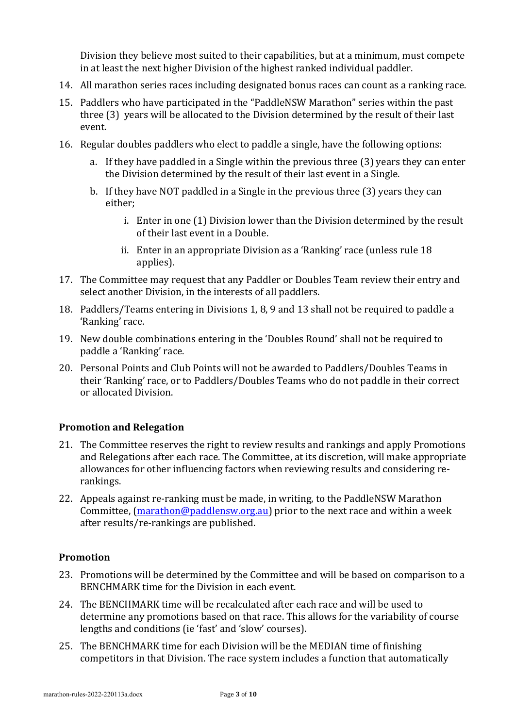Division they believe most suited to their capabilities, but at a minimum, must compete in at least the next higher Division of the highest ranked individual paddler.

14. All marathon series races including designated bonus races can count as a ranking race.
15. Paddlers who have participated in the "PaddleNSW Marathon" series within the past three (3) years will be allocated to the Division determined by the result of their last event.
16. Regular doubles paddlers who elect to paddle a single, have the following options:
    a. If they have paddled in a Single within the previous three (3) years they can enter the Division determined by the result of their last event in a Single.
    b. If they have NOT paddled in a Single in the previous three (3) years they can either;
        i. Enter in one (1) Division lower than the Division determined by the result of their last event in a Double.
        ii. Enter in an appropriate Division as a 'Ranking' race (unless rule 18 applies).
17. The Committee may request that any Paddler or Doubles Team review their entry and select another Division, in the interests of all paddlers.
18. Paddlers/Teams entering in Divisions 1, 8, 9 and 13 shall not be required to paddle a 'Ranking' race.
19. New double combinations entering in the 'Doubles Round' shall not be required to paddle a 'Ranking' race.
20. Personal Points and Club Points will not be awarded to Paddlers/Doubles Teams in their 'Ranking' race, or to Paddlers/Doubles Teams who do not paddle in their correct or allocated Division.

### Promotion and Relegation

21. The Committee reserves the right to review results and rankings and apply Promotions and Relegations after each race. The Committee, at its discretion, will make appropriate allowances for other influencing factors when reviewing results and considering re-rankings.
22. Appeals against re-ranking must be made, in writing, to the PaddleNSW Marathon Committee, ([marathon@paddlensw.org.au](mailto:marathon@paddlensw.org.au)) prior to the next race and within a week after results/re-rankings are published.

### Promotion

23. Promotions will be determined by the Committee and will be based on comparison to a BENCHMARK time for the Division in each event.
24. The BENCHMARK time will be recalculated after each race and will be used to determine any promotions based on that race. This allows for the variability of course lengths and conditions (ie 'fast' and 'slow' courses).
25. The BENCHMARK time for each Division will be the MEDIAN time of finishing competitors in that Division. The race system includes a function that automatically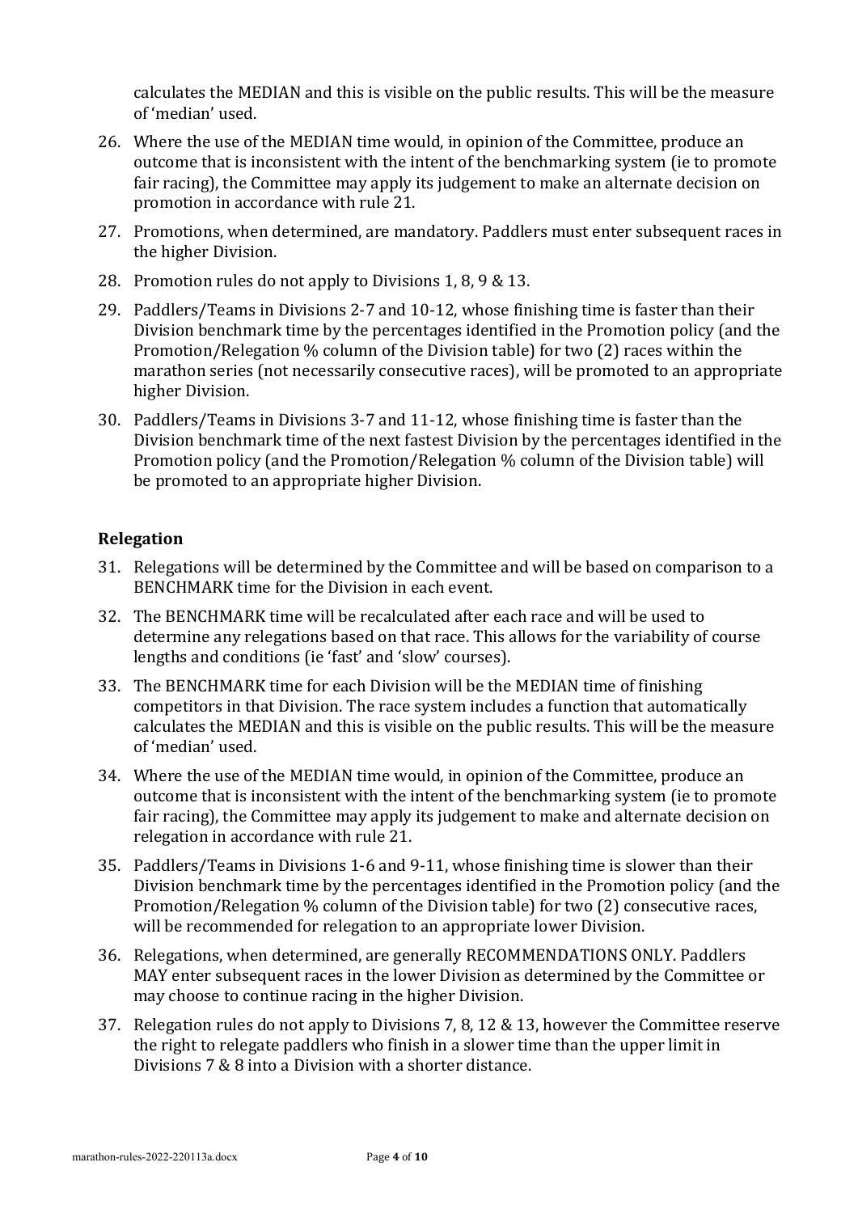calculates the MEDIAN and this is visible on the public results. This will be the measure of 'median' used.

26. Where the use of the MEDIAN time would, in opinion of the Committee, produce an outcome that is inconsistent with the intent of the benchmarking system (ie to promote fair racing), the Committee may apply its judgement to make an alternate decision on promotion in accordance with rule 21.
27. Promotions, when determined, are mandatory. Paddlers must enter subsequent races in the higher Division.
28. Promotion rules do not apply to Divisions 1, 8, 9 & 13.
29. Paddlers/Teams in Divisions 2-7 and 10-12, whose finishing time is faster than their Division benchmark time by the percentages identified in the Promotion policy (and the Promotion/Relegation % column of the Division table) for two (2) races within the marathon series (not necessarily consecutive races), will be promoted to an appropriate higher Division.
30. Paddlers/Teams in Divisions 3-7 and 11-12, whose finishing time is faster than the Division benchmark time of the next fastest Division by the percentages identified in the Promotion policy (and the Promotion/Relegation % column of the Division table) will be promoted to an appropriate higher Division.

### Relegation

31. Relegations will be determined by the Committee and will be based on comparison to a BENCHMARK time for the Division in each event.
32. The BENCHMARK time will be recalculated after each race and will be used to determine any relegations based on that race. This allows for the variability of course lengths and conditions (ie 'fast' and 'slow' courses).
33. The BENCHMARK time for each Division will be the MEDIAN time of finishing competitors in that Division. The race system includes a function that automatically calculates the MEDIAN and this is visible on the public results. This will be the measure of 'median' used.
34. Where the use of the MEDIAN time would, in opinion of the Committee, produce an outcome that is inconsistent with the intent of the benchmarking system (ie to promote fair racing), the Committee may apply its judgement to make and alternate decision on relegation in accordance with rule 21.
35. Paddlers/Teams in Divisions 1-6 and 9-11, whose finishing time is slower than their Division benchmark time by the percentages identified in the Promotion policy (and the Promotion/Relegation % column of the Division table) for two (2) consecutive races, will be recommended for relegation to an appropriate lower Division.
36. Relegations, when determined, are generally RECOMMENDATIONS ONLY. Paddlers MAY enter subsequent races in the lower Division as determined by the Committee or may choose to continue racing in the higher Division.
37. Relegation rules do not apply to Divisions 7, 8, 12 & 13, however the Committee reserve the right to relegate paddlers who finish in a slower time than the upper limit in Divisions 7 & 8 into a Division with a shorter distance.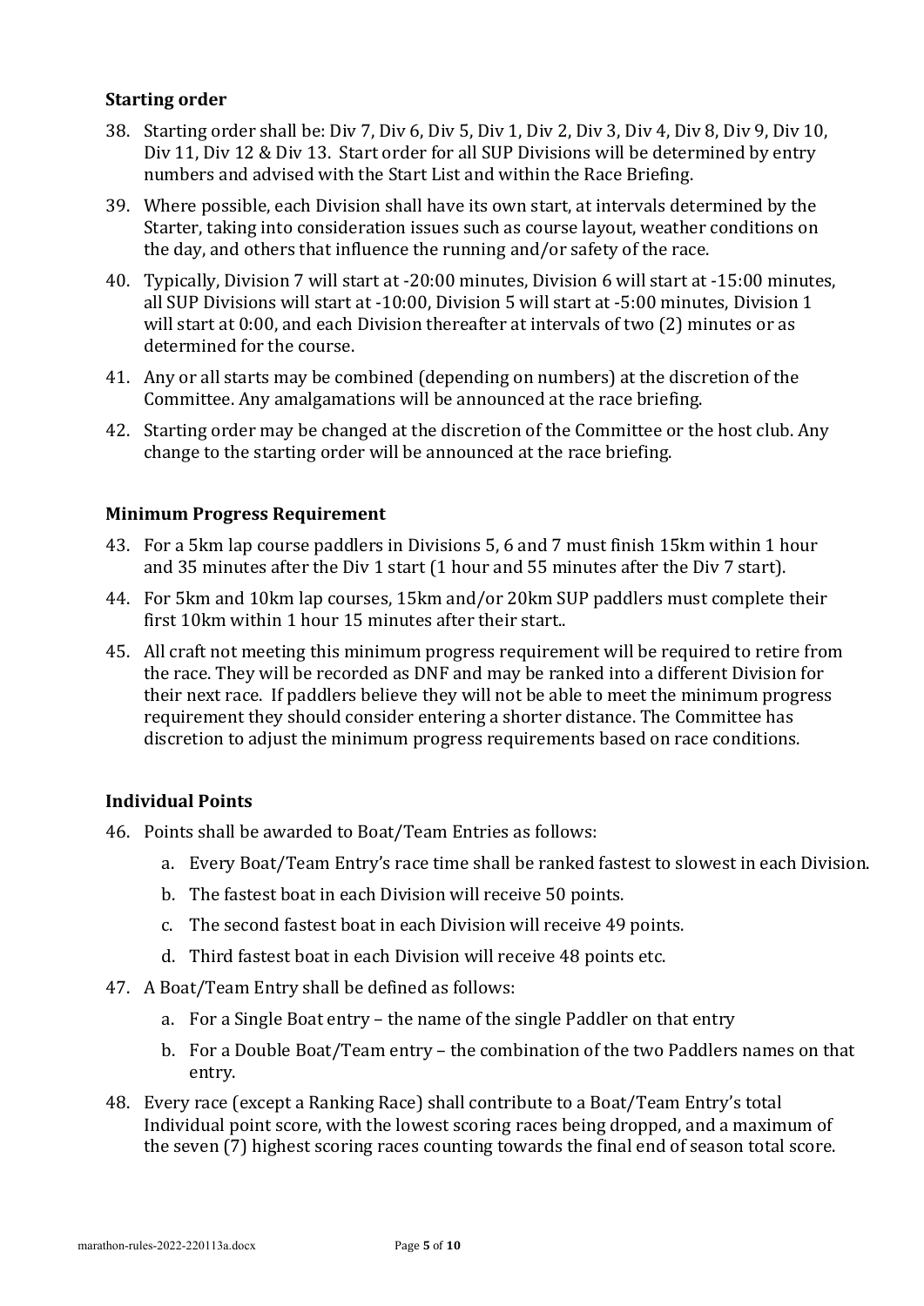**Starting order**

38. Starting order shall be: Div 7, Div 6, Div 5, Div 1, Div 2, Div 3, Div 4, Div 8, Div 9, Div 10, Div 11, Div 12 & Div 13. Start order for all SUP Divisions will be determined by entry numbers and advised with the Start List and within the Race Briefing.
39. Where possible, each Division shall have its own start, at intervals determined by the Starter, taking into consideration issues such as course layout, weather conditions on the day, and others that influence the running and/or safety of the race.
40. Typically, Division 7 will start at -20:00 minutes, Division 6 will start at -15:00 minutes, all SUP Divisions will start at -10:00, Division 5 will start at -5:00 minutes, Division 1 will start at 0:00, and each Division thereafter at intervals of two (2) minutes or as determined for the course.
41. Any or all starts may be combined (depending on numbers) at the discretion of the Committee. Any amalgamations will be announced at the race briefing.
42. Starting order may be changed at the discretion of the Committee or the host club. Any change to the starting order will be announced at the race briefing.

**Minimum Progress Requirement**

43. For a 5km lap course paddlers in Divisions 5, 6 and 7 must finish 15km within 1 hour and 35 minutes after the Div 1 start (1 hour and 55 minutes after the Div 7 start).
44. For 5km and 10km lap courses, 15km and/or 20km SUP paddlers must complete their first 10km within 1 hour 15 minutes after their start..
45. All craft not meeting this minimum progress requirement will be required to retire from the race. They will be recorded as DNF and may be ranked into a different Division for their next race. If paddlers believe they will not be able to meet the minimum progress requirement they should consider entering a shorter distance. The Committee has discretion to adjust the minimum progress requirements based on race conditions.

**Individual Points**

46. Points shall be awarded to Boat/Team Entries as follows:
    a. Every Boat/Team Entry's race time shall be ranked fastest to slowest in each Division.
    b. The fastest boat in each Division will receive 50 points.
    c. The second fastest boat in each Division will receive 49 points.
    d. Third fastest boat in each Division will receive 48 points etc.
47. A Boat/Team Entry shall be defined as follows:
    a. For a Single Boat entry – the name of the single Paddler on that entry
    b. For a Double Boat/Team entry – the combination of the two Paddlers names on that entry.
48. Every race (except a Ranking Race) shall contribute to a Boat/Team Entry's total Individual point score, with the lowest scoring races being dropped, and a maximum of the seven (7) highest scoring races counting towards the final end of season total score.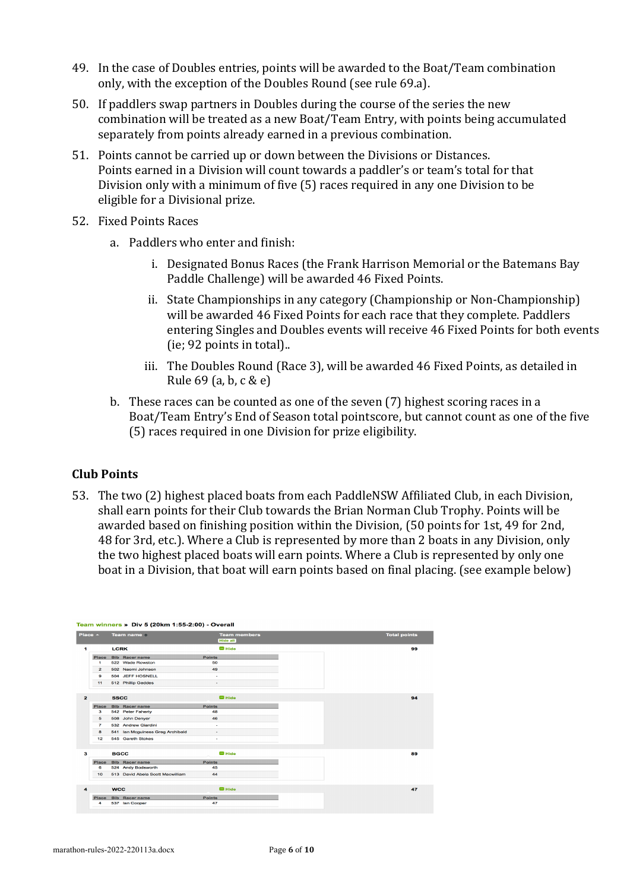49. In the case of Doubles entries, points will be awarded to the Boat/Team combination only, with the exception of the Doubles Round (see rule 69.a).

50. If paddlers swap partners in Doubles during the course of the series the new combination will be treated as a new Boat/Team Entry, with points being accumulated separately from points already earned in a previous combination.

51. Points cannot be carried up or down between the Divisions or Distances. Points earned in a Division will count towards a paddler's or team's total for that Division only with a minimum of five (5) races required in any one Division to be eligible for a Divisional prize.

52. Fixed Points Races

    a. Paddlers who enter and finish:

        i. Designated Bonus Races (the Frank Harrison Memorial or the Batemans Bay Paddle Challenge) will be awarded 46 Fixed Points.

        ii. State Championships in any category (Championship or Non-Championship) will be awarded 46 Fixed Points for each race that they complete. Paddlers entering Singles and Doubles events will receive 46 Fixed Points for both events (ie; 92 points in total)..

        iii. The Doubles Round (Race 3), will be awarded 46 Fixed Points, as detailed in Rule 69 (a, b, c & e)

    b. These races can be counted as one of the seven (7) highest scoring races in a Boat/Team Entry's End of Season total pointscore, but cannot count as one of the five (5) races required in one Division for prize eligibility.

## Club Points

53. The two (2) highest placed boats from each PaddleNSW Affiliated Club, in each Division, shall earn points for their Club towards the Brian Norman Club Trophy. Points will be awarded based on finishing position within the Division, (50 points for 1st, 49 for 2nd, 48 for 3rd, etc.). Where a Club is represented by more than 2 boats in any Division, only the two highest placed boats will earn points. Where a Club is represented by only one boat in a Division, that boat will earn points based on final placing. (see example below)

**Team winners » Div 5 (20km 1:55-2:00) - Overall**

| Place | Team name | Team members | Total points |
|---|---|---|---|
| 1 | LCRK | | 99 |
| 2 | SSCC | | 94 |
| 3 | BGCC | | 89 |
| 4 | WCC | | 47 |

**LCRK**

| Place | Bib | Racer name | Points |
|---|---|---|---|
| 1 | 522 | Wade Rowston | 50 |
| 2 | 502 | Naomi Johnson | 49 |
| 9 | 504 | JEFF HOSNELL | - |
| 11 | 512 | Phillip Geddes | - |

**SSCC**

| Place | Bib | Racer name | Points |
|---|---|---|---|
| 3 | 542 | Peter Faherty | 48 |
| 5 | 508 | John Denyer | 46 |
| 7 | 532 | Andrew Giardini | - |
| 8 | 541 | Ian Mcguiness Greg Archibald | - |
| 12 | 545 | Gareth Stokes | - |

**BGCC**

| Place | Bib | Racer name | Points |
|---|---|---|---|
| 6 | 524 | Andy Bodsworth | 45 |
| 10 | 513 | David Abela Scott Macwilliam | 44 |

**WCC**

| Place | Bib | Racer name | Points |
|---|---|---|---|
| 4 | 537 | Ian Cooper | 47 |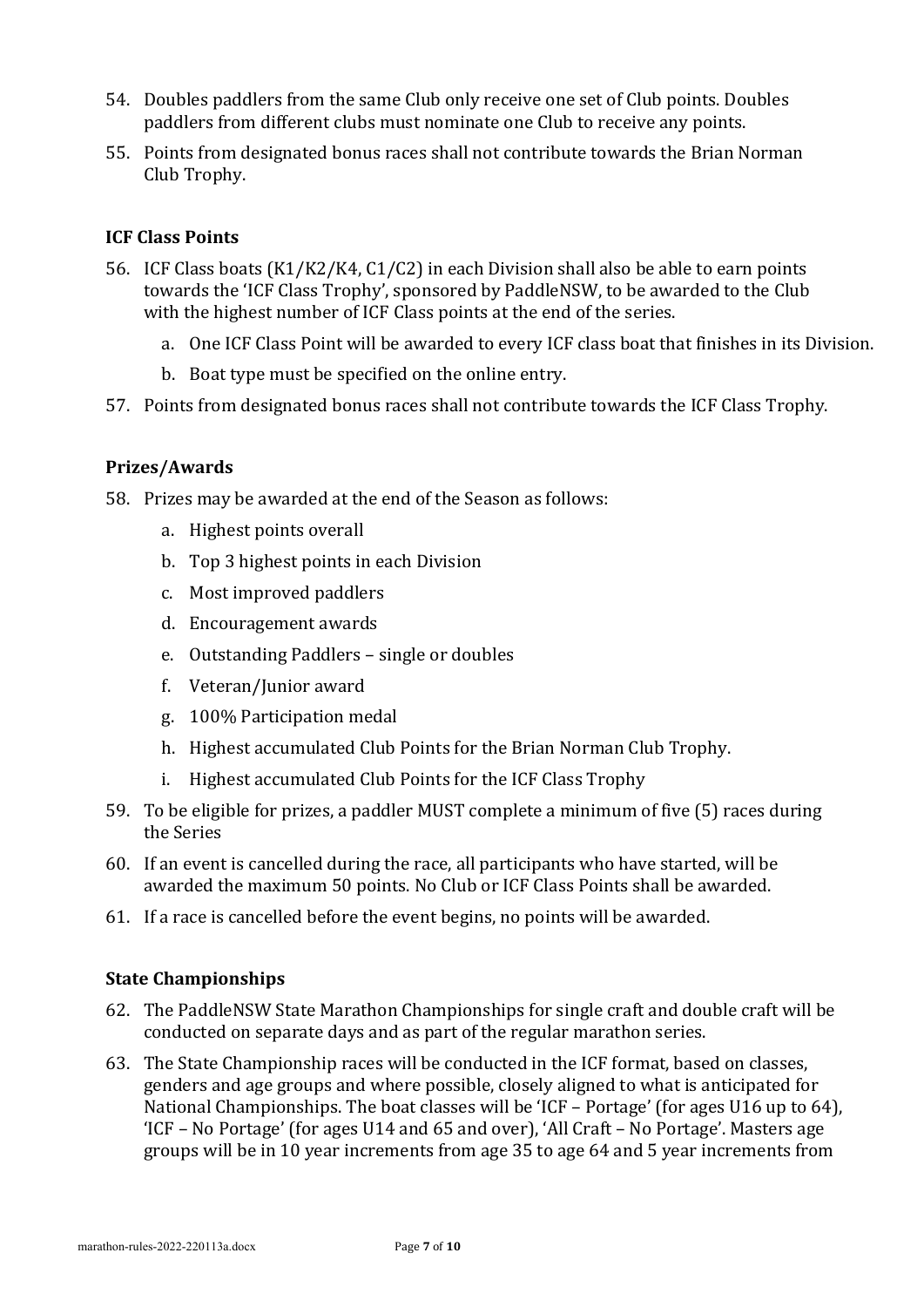54. Doubles paddlers from the same Club only receive one set of Club points. Doubles paddlers from different clubs must nominate one Club to receive any points.
55. Points from designated bonus races shall not contribute towards the Brian Norman Club Trophy.

### ICF Class Points

56. ICF Class boats (K1/K2/K4, C1/C2) in each Division shall also be able to earn points towards the 'ICF Class Trophy', sponsored by PaddleNSW, to be awarded to the Club with the highest number of ICF Class points at the end of the series.
    a. One ICF Class Point will be awarded to every ICF class boat that finishes in its Division.
    b. Boat type must be specified on the online entry.
57. Points from designated bonus races shall not contribute towards the ICF Class Trophy.

### Prizes/Awards

58. Prizes may be awarded at the end of the Season as follows:
    a. Highest points overall
    b. Top 3 highest points in each Division
    c. Most improved paddlers
    d. Encouragement awards
    e. Outstanding Paddlers – single or doubles
    f. Veteran/Junior award
    g. 100% Participation medal
    h. Highest accumulated Club Points for the Brian Norman Club Trophy.
    i. Highest accumulated Club Points for the ICF Class Trophy
59. To be eligible for prizes, a paddler MUST complete a minimum of five (5) races during the Series
60. If an event is cancelled during the race, all participants who have started, will be awarded the maximum 50 points. No Club or ICF Class Points shall be awarded.
61. If a race is cancelled before the event begins, no points will be awarded.

### State Championships

62. The PaddleNSW State Marathon Championships for single craft and double craft will be conducted on separate days and as part of the regular marathon series.
63. The State Championship races will be conducted in the ICF format, based on classes, genders and age groups and where possible, closely aligned to what is anticipated for National Championships. The boat classes will be 'ICF – Portage' (for ages U16 up to 64), 'ICF – No Portage' (for ages U14 and 65 and over), 'All Craft – No Portage'. Masters age groups will be in 10 year increments from age 35 to age 64 and 5 year increments from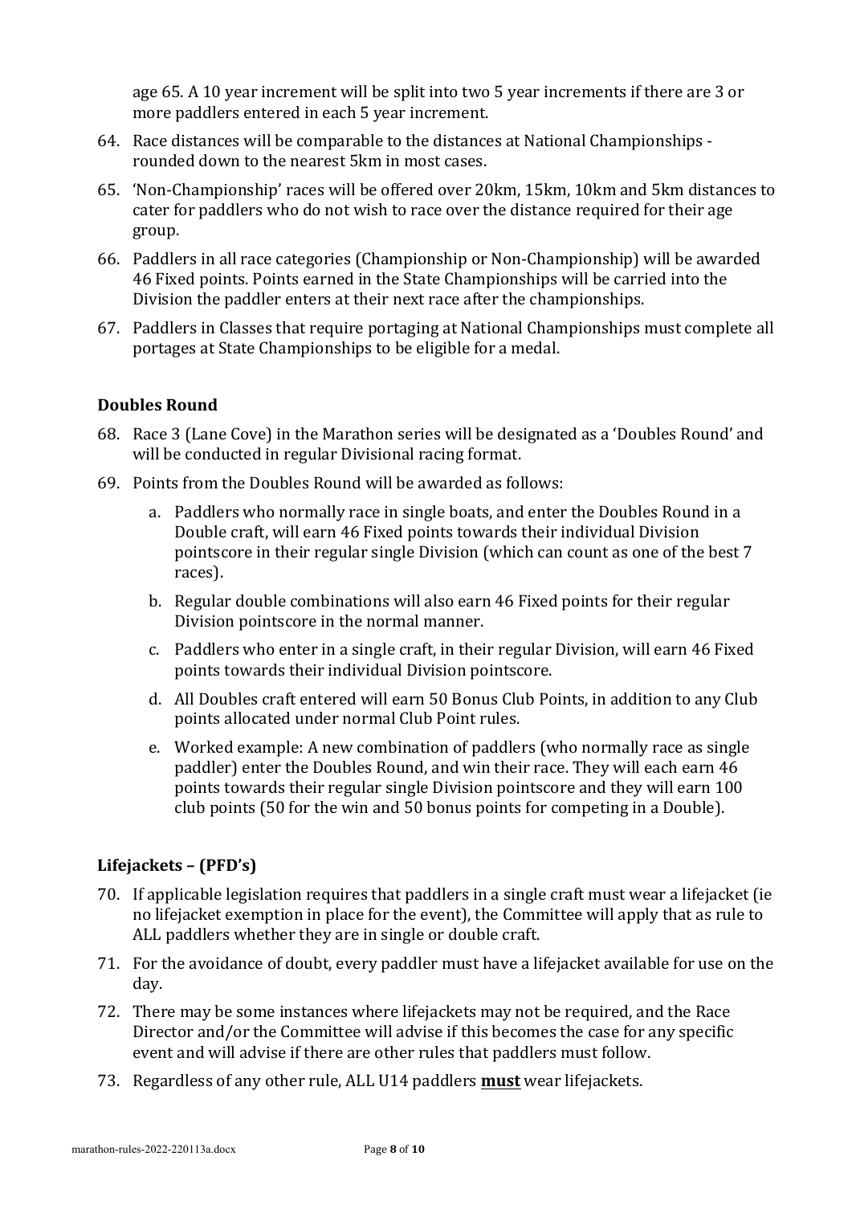age 65. A 10 year increment will be split into two 5 year increments if there are 3 or more paddlers entered in each 5 year increment.

64. Race distances will be comparable to the distances at National Championships - rounded down to the nearest 5km in most cases.
65. 'Non-Championship' races will be offered over 20km, 15km, 10km and 5km distances to cater for paddlers who do not wish to race over the distance required for their age group.
66. Paddlers in all race categories (Championship or Non-Championship) will be awarded 46 Fixed points. Points earned in the State Championships will be carried into the Division the paddler enters at their next race after the championships.
67. Paddlers in Classes that require portaging at National Championships must complete all portages at State Championships to be eligible for a medal.

### Doubles Round

68. Race 3 (Lane Cove) in the Marathon series will be designated as a 'Doubles Round' and will be conducted in regular Divisional racing format.
69. Points from the Doubles Round will be awarded as follows:
    a. Paddlers who normally race in single boats, and enter the Doubles Round in a Double craft, will earn 46 Fixed points towards their individual Division pointscore in their regular single Division (which can count as one of the best 7 races).
    b. Regular double combinations will also earn 46 Fixed points for their regular Division pointscore in the normal manner.
    c. Paddlers who enter in a single craft, in their regular Division, will earn 46 Fixed points towards their individual Division pointscore.
    d. All Doubles craft entered will earn 50 Bonus Club Points, in addition to any Club points allocated under normal Club Point rules.
    e. Worked example: A new combination of paddlers (who normally race as single paddler) enter the Doubles Round, and win their race. They will each earn 46 points towards their regular single Division pointscore and they will earn 100 club points (50 for the win and 50 bonus points for competing in a Double).

### Lifejackets – (PFD's)

70. If applicable legislation requires that paddlers in a single craft must wear a lifejacket (ie no lifejacket exemption in place for the event), the Committee will apply that as rule to ALL paddlers whether they are in single or double craft.
71. For the avoidance of doubt, every paddler must have a lifejacket available for use on the day.
72. There may be some instances where lifejackets may not be required, and the Race Director and/or the Committee will advise if this becomes the case for any specific event and will advise if there are other rules that paddlers must follow.
73. Regardless of any other rule, ALL U14 paddlers **must** wear lifejackets.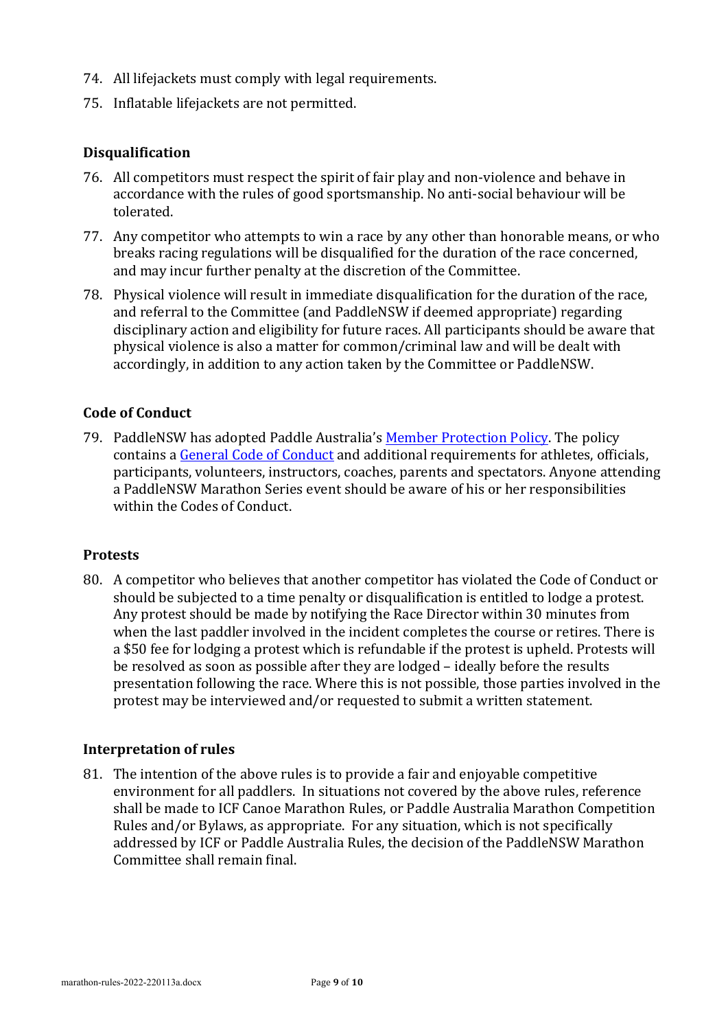74. All lifejackets must comply with legal requirements.
75. Inflatable lifejackets are not permitted.

### Disqualification

76. All competitors must respect the spirit of fair play and non-violence and behave in accordance with the rules of good sportsmanship. No anti-social behaviour will be tolerated.
77. Any competitor who attempts to win a race by any other than honorable means, or who breaks racing regulations will be disqualified for the duration of the race concerned, and may incur further penalty at the discretion of the Committee.
78. Physical violence will result in immediate disqualification for the duration of the race, and referral to the Committee (and PaddleNSW if deemed appropriate) regarding disciplinary action and eligibility for future races. All participants should be aware that physical violence is also a matter for common/criminal law and will be dealt with accordingly, in addition to any action taken by the Committee or PaddleNSW.

### Code of Conduct

79. PaddleNSW has adopted Paddle Australia's Member Protection Policy. The policy contains a General Code of Conduct and additional requirements for athletes, officials, participants, volunteers, instructors, coaches, parents and spectators. Anyone attending a PaddleNSW Marathon Series event should be aware of his or her responsibilities within the Codes of Conduct.

### Protests

80. A competitor who believes that another competitor has violated the Code of Conduct or should be subjected to a time penalty or disqualification is entitled to lodge a protest. Any protest should be made by notifying the Race Director within 30 minutes from when the last paddler involved in the incident completes the course or retires. There is a $50 fee for lodging a protest which is refundable if the protest is upheld. Protests will be resolved as soon as possible after they are lodged – ideally before the results presentation following the race. Where this is not possible, those parties involved in the protest may be interviewed and/or requested to submit a written statement.

### Interpretation of rules

81. The intention of the above rules is to provide a fair and enjoyable competitive environment for all paddlers. In situations not covered by the above rules, reference shall be made to ICF Canoe Marathon Rules, or Paddle Australia Marathon Competition Rules and/or Bylaws, as appropriate. For any situation, which is not specifically addressed by ICF or Paddle Australia Rules, the decision of the PaddleNSW Marathon Committee shall remain final.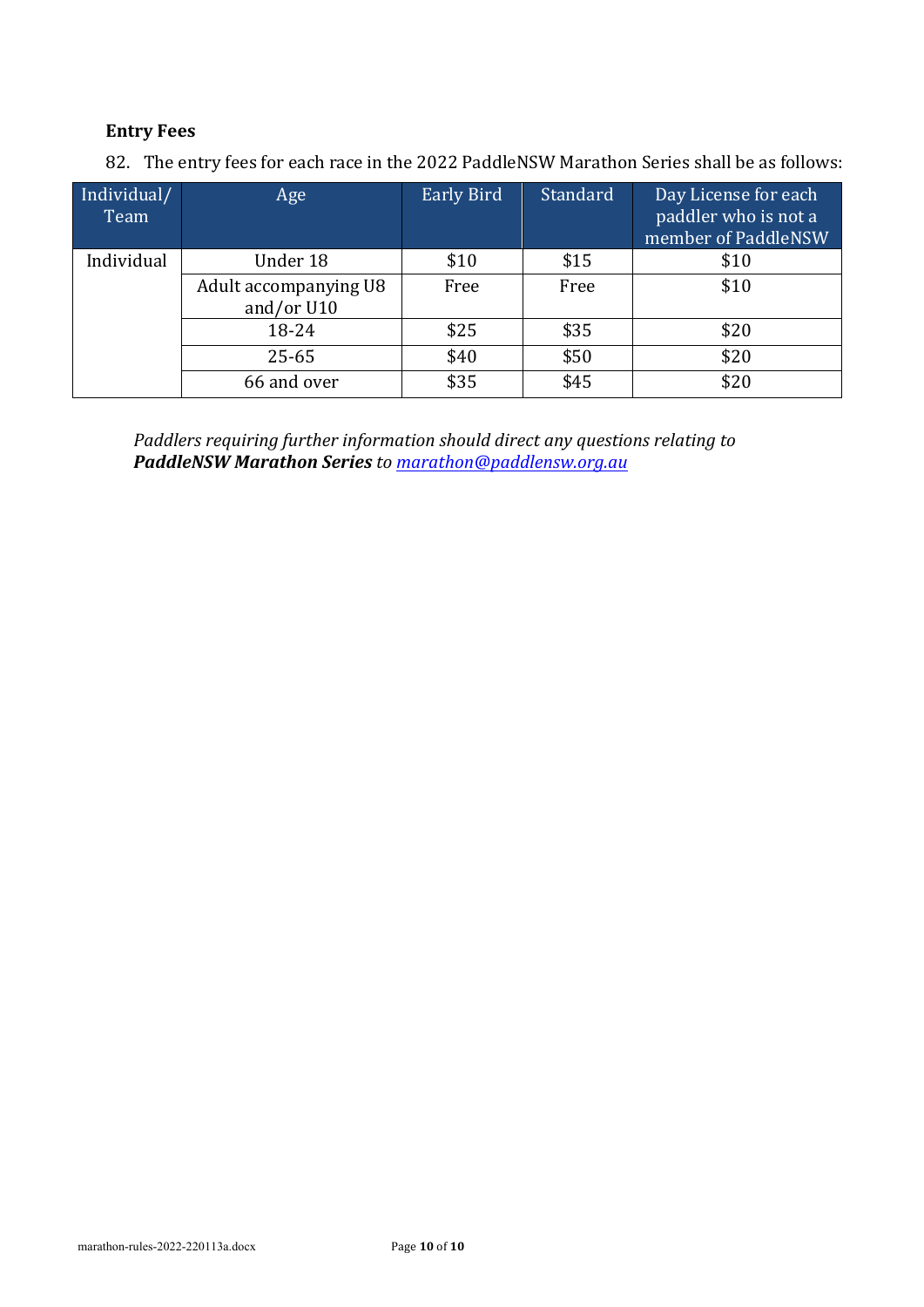**Entry Fees**

82. The entry fees for each race in the 2022 PaddleNSW Marathon Series shall be as follows:

| Individual/ Team | Age | Early Bird | Standard | Day License for each paddler who is not a member of PaddleNSW |
|---|---|---|---|---|
| Individual | Under 18 | $10 | $15 | $10 |
| | Adult accompanying U8 and/or U10 | Free | Free | $10 |
| | 18-24 | $25 | $35 | $20 |
| | 25-65 | $40 | $50 | $20 |
| | 66 and over | $35 | $45 | $20 |

*Paddlers requiring further information should direct any questions relating to* ***PaddleNSW Marathon Series*** *to [marathon@paddlensw.org.au](mailto:marathon@paddlensw.org.au)*